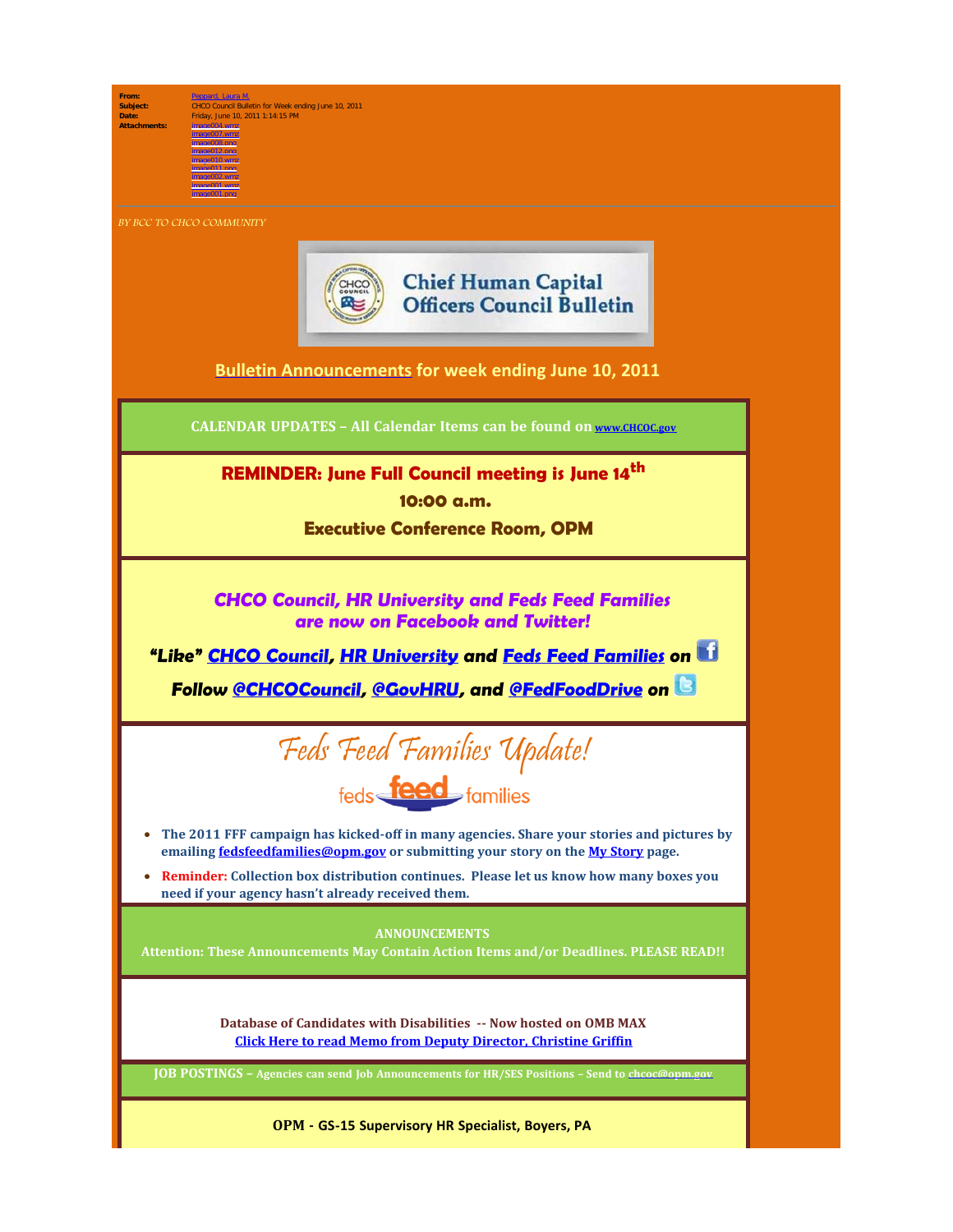**From:** Peppard, Laura M.
**Subject:** CHCO Council Bulletin for Week ending June 10, 2011
**Date:** Friday, June 10, 2011 1:14:15 PM
**Attachments:** image004.wmz
image007.wmz
image008.png
image012.png
image010.wmz
image011.png
image002.wmz
image001.wmz
image001.png

*BY BCC TO CHCO COMMUNITY*

# Chief Human Capital Officers Council Bulletin

## Bulletin Announcements for week ending June 10, 2011

**CALENDAR UPDATES – All Calendar Items can be found on www.CHCOC.gov**

**REMINDER: June Full Council meeting is June 14th**

**10:00 a.m.**

**Executive Conference Room, OPM**

***CHCO Council, HR University and Feds Feed Families are now on Facebook and Twitter!***

***"Like" CHCO Council, HR University and Feds Feed Families on***

***Follow @CHCOCouncil, @GovHRU, and @FedFoodDrive on***

## Feds Feed Families Update!

feds feed families

- **The 2011 FFF campaign has kicked-off in many agencies. Share your stories and pictures by emailing fedsfeedfamilies@opm.gov or submitting your story on the My Story page.**
- **Reminder: Collection box distribution continues. Please let us know how many boxes you need if your agency hasn't already received them.**

**ANNOUNCEMENTS**

**Attention: These Announcements May Contain Action Items and/or Deadlines. PLEASE READ!!**

**Database of Candidates with Disabilities -- Now hosted on OMB MAX**

**Click Here to read Memo from Deputy Director, Christine Griffin**

**JOB POSTINGS – Agencies can send Job Announcements for HR/SES Positions – Send to chcoc@opm.gov**

**OPM - GS-15 Supervisory HR Specialist, Boyers, PA**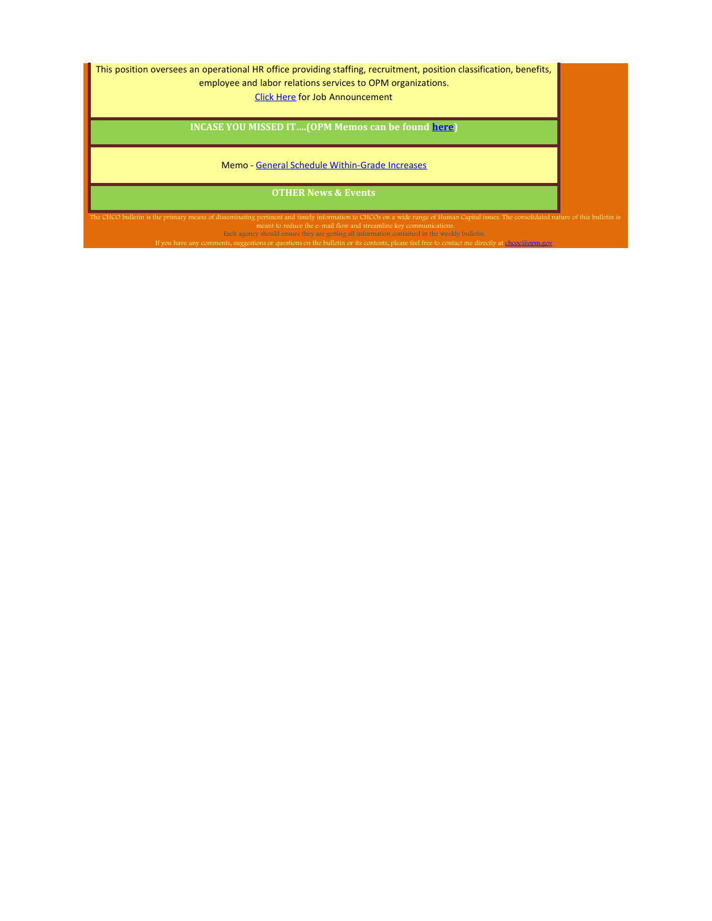This position oversees an operational HR office providing staffing, recruitment, position classification, benefits, employee and labor relations services to OPM organizations.

Click Here for Job Announcement

**INCASE YOU MISSED IT….(OPM Memos can be found here)**

Memo - General Schedule Within-Grade Increases

**OTHER News & Events**

The CHCO bulletin is the primary means of disseminating pertinent and timely information to CHCOs on a wide range of Human Capital issues. The consolidated nature of this bulletin is meant to reduce the e-mail flow and streamline key communications.

Each agency should ensure they are getting all information contained in the weekly bulletin.

If you have any comments, suggestions or questions on the bulletin or its contents, please feel free to contact me directly at chcoc@opm.gov